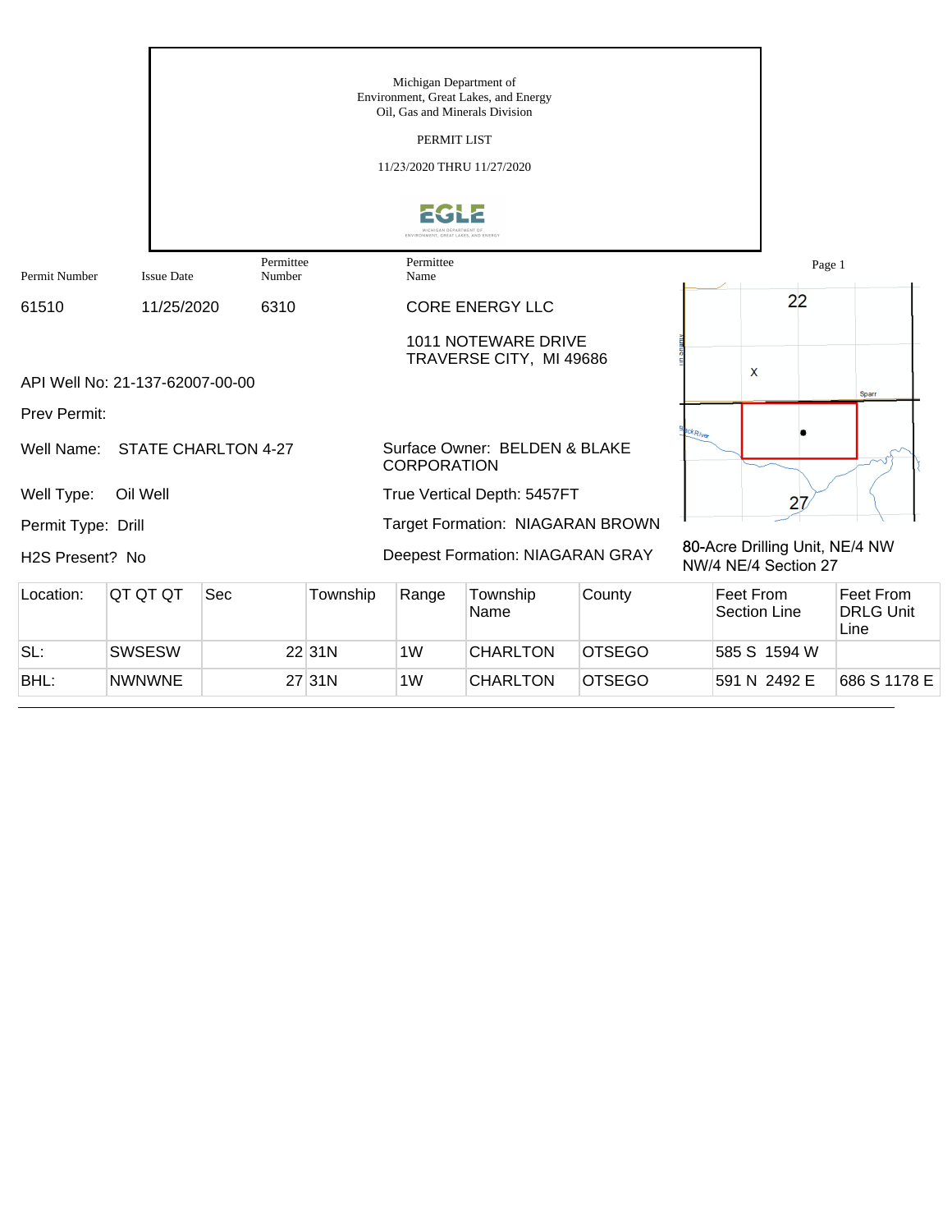Michigan Department of
Environment, Great Lakes, and Energy
Oil, Gas and Minerals Division

PERMIT LIST

11/23/2020 THRU 11/27/2020

| Permit Number | Issue Date | Permittee Number | Permittee Name |
|---|---|---|---|
| 61510 | 11/25/2020 | 6310 | CORE ENERGY LLC<br>1011 NOTEWARE DRIVE<br>TRAVERSE CITY, MI 49686 |

API Well No: 21-137-62007-00-00

Prev Permit:

Well Name: STATE CHARLTON 4-27

Surface Owner: BELDEN & BLAKE CORPORATION

Well Type: Oil Well

True Vertical Depth: 5457FT

Permit Type: Drill

Target Formation: NIAGARAN BROWN

H2S Present? No

Deepest Formation: NIAGARAN GRAY

80-Acre Drilling Unit, NE/4 NW NW/4 NE/4 Section 27

| Location: | QT QT QT | Sec | Township | Range | Township Name | County | Feet From Section Line | Feet From DRLG Unit Line |
|---|---|---|---|---|---|---|---|---|
| SL: | SWSESW | 22 | 31N | 1W | CHARLTON | OTSEGO | 585 S 1594 W | |
| BHL: | NWNWNE | 27 | 31N | 1W | CHARLTON | OTSEGO | 591 N 2492 E | 686 S 1178 E |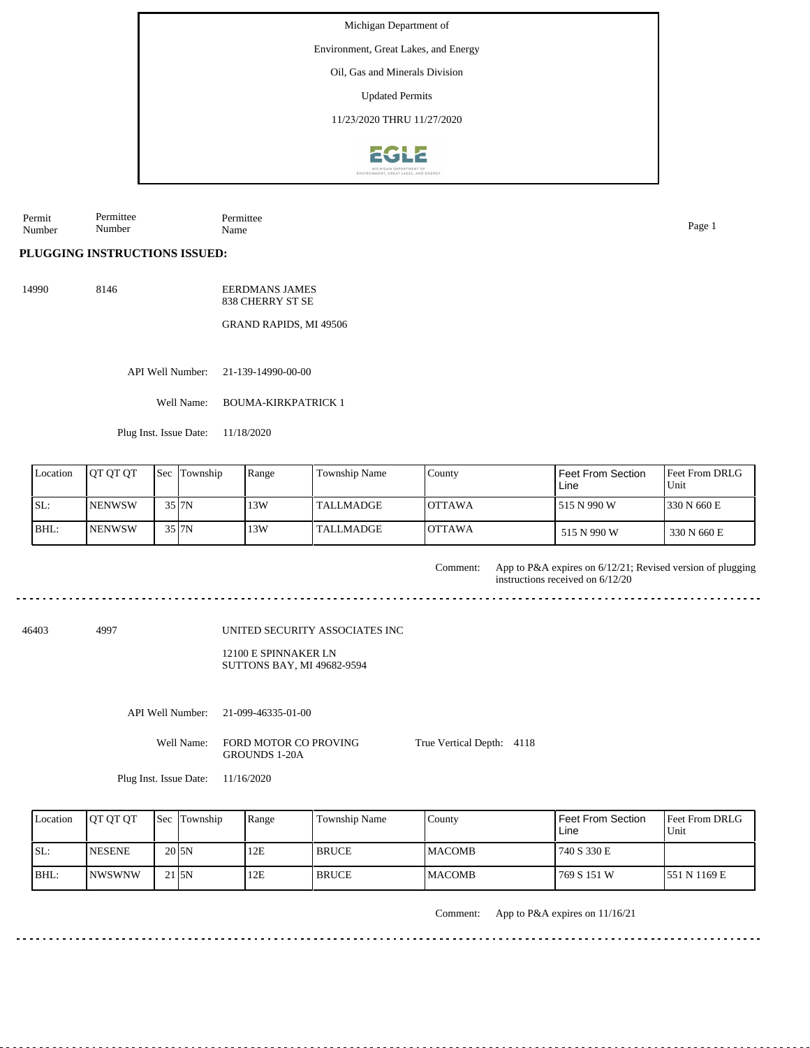Michigan Department of

Environment, Great Lakes, and Energy

Oil, Gas and Minerals Division

Updated Permits

11/23/2020 THRU 11/27/2020

| Permit Number | Permittee Number | Permittee Name |
|---|---|---|

## PLUGGING INSTRUCTIONS ISSUED:

14990 &nbsp;&nbsp; 8146 &nbsp;&nbsp; EERDMANS JAMES
838 CHERRY ST SE

GRAND RAPIDS, MI 49506

API Well Number: 21-139-14990-00-00

Well Name: BOUMA-KIRKPATRICK 1

Plug Inst. Issue Date: 11/18/2020

| Location | QT QT QT | Sec | Township | Range | Township Name | County | Feet From Section Line | Feet From DRLG Unit |
|---|---|---|---|---|---|---|---|---|
| SL: | NENWSW | 35 | 7N | 13W | TALLMADGE | OTTAWA | 515 N 990 W | 330 N 660 E |
| BHL: | NENWSW | 35 | 7N | 13W | TALLMADGE | OTTAWA | 515 N 990 W | 330 N 660 E |

Comment: App to P&A expires on 6/12/21; Revised version of plugging instructions received on 6/12/20

---

46403 &nbsp;&nbsp; 4997 &nbsp;&nbsp; UNITED SECURITY ASSOCIATES INC

12100 E SPINNAKER LN
SUTTONS BAY, MI 49682-9594

API Well Number: 21-099-46335-01-00

Well Name: FORD MOTOR CO PROVING GROUNDS 1-20A

True Vertical Depth: 4118

Plug Inst. Issue Date: 11/16/2020

| Location | QT QT QT | Sec | Township | Range | Township Name | County | Feet From Section Line | Feet From DRLG Unit |
|---|---|---|---|---|---|---|---|---|
| SL: | NESENE | 20 | 5N | 12E | BRUCE | MACOMB | 740 S 330 E | |
| BHL: | NWSWNW | 21 | 5N | 12E | BRUCE | MACOMB | 769 S 151 W | 551 N 1169 E |

Comment: App to P&A expires on 11/16/21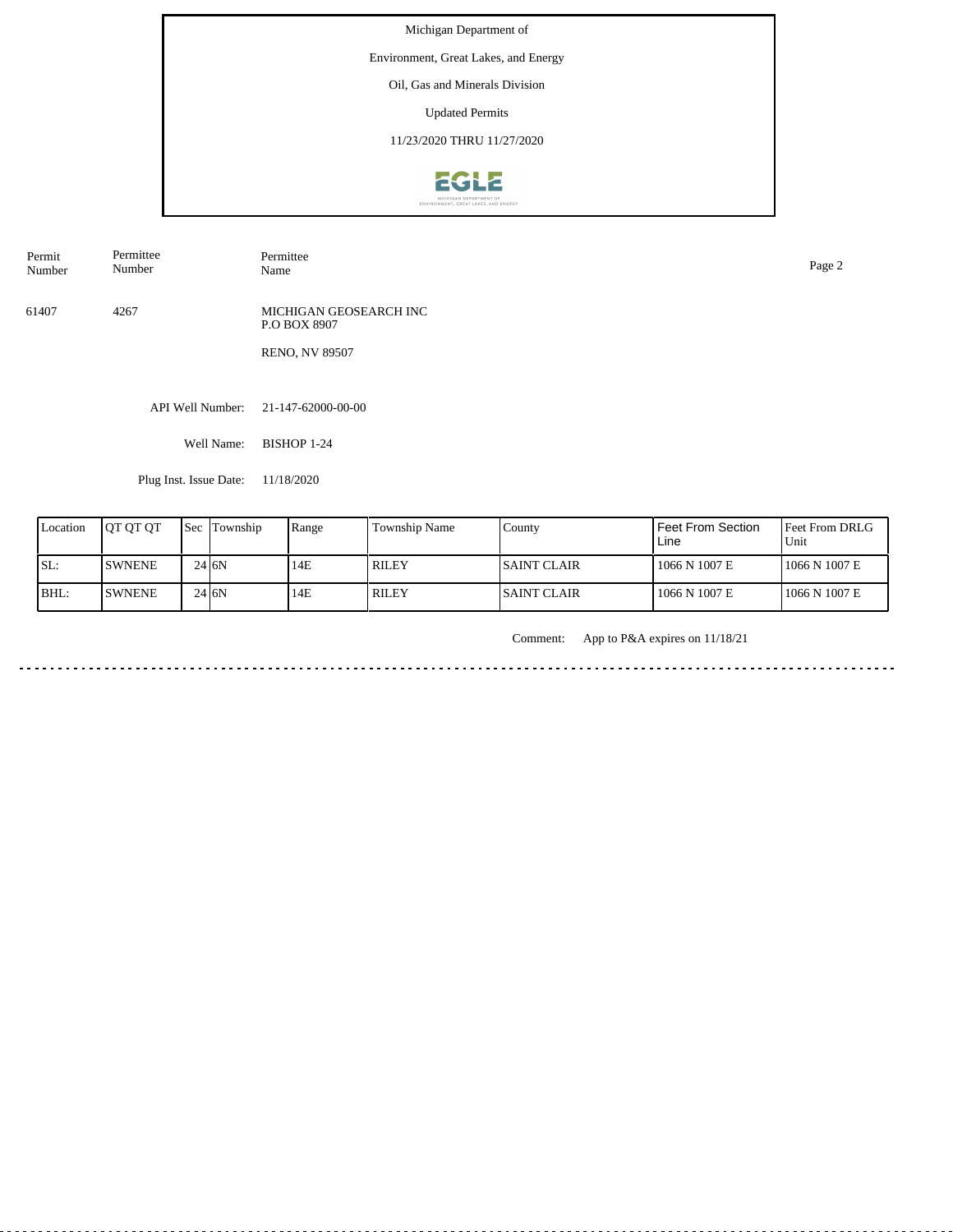Michigan Department of

Environment, Great Lakes, and Energy

Oil, Gas and Minerals Division

Updated Permits

11/23/2020 THRU 11/27/2020

| Permit Number | Permittee Number | Permittee Name |
|---|---|---|
| 61407 | 4267 | MICHIGAN GEOSEARCH INC<br>P.O BOX 8907<br><br>RENO, NV 89507 |

API Well Number: 21-147-62000-00-00

Well Name: BISHOP 1-24

Plug Inst. Issue Date: 11/18/2020

| Location | QT QT QT | Sec | Township | Range | Township Name | County | Feet From Section Line | Feet From DRLG Unit |
|---|---|---|---|---|---|---|---|---|
| SL: | SWNENE | 24 | 6N | 14E | RILEY | SAINT CLAIR | 1066 N 1007 E | 1066 N 1007 E |
| BHL: | SWNENE | 24 | 6N | 14E | RILEY | SAINT CLAIR | 1066 N 1007 E | 1066 N 1007 E |

Comment: App to P&A expires on 11/18/21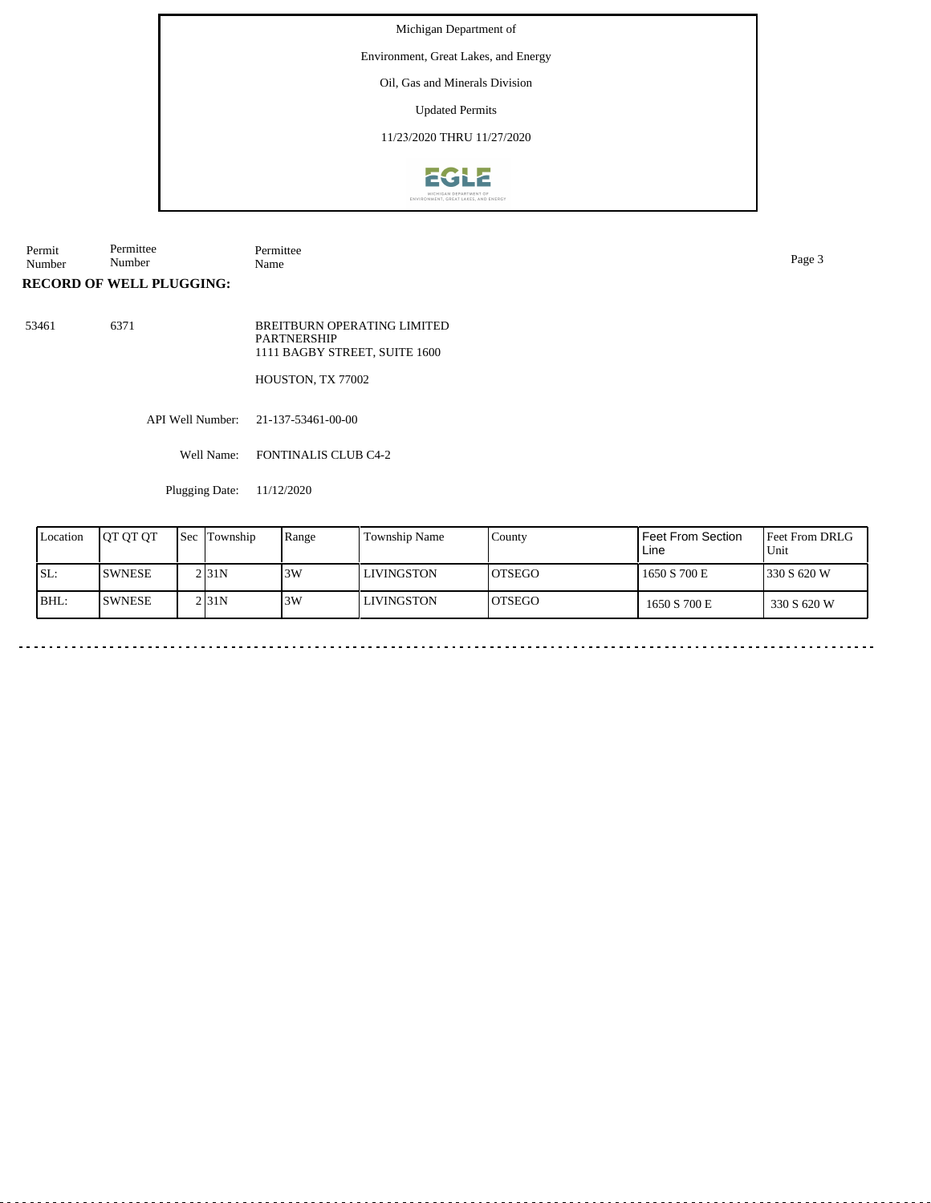Michigan Department of

Environment, Great Lakes, and Energy

Oil, Gas and Minerals Division

Updated Permits

11/23/2020 THRU 11/27/2020

| Permit Number | Permittee Number | Permittee Name |
|---|---|---|

**RECORD OF WELL PLUGGING:**

| | | |
|---|---|---|
| 53461 | 6371 | BREITBURN OPERATING LIMITED PARTNERSHIP<br>1111 BAGBY STREET, SUITE 1600<br><br>HOUSTON, TX 77002 |

API Well Number: 21-137-53461-00-00

Well Name: FONTINALIS CLUB C4-2

Plugging Date: 11/12/2020

| Location | QT QT QT | Sec | Township | Range | Township Name | County | Feet From Section Line | Feet From DRLG Unit |
|---|---|---|---|---|---|---|---|---|
| SL: | SWNESE | 2 | 31N | 3W | LIVINGSTON | OTSEGO | 1650 S 700 E | 330 S 620 W |
| BHL: | SWNESE | 2 | 31N | 3W | LIVINGSTON | OTSEGO | 1650 S 700 E | 330 S 620 W |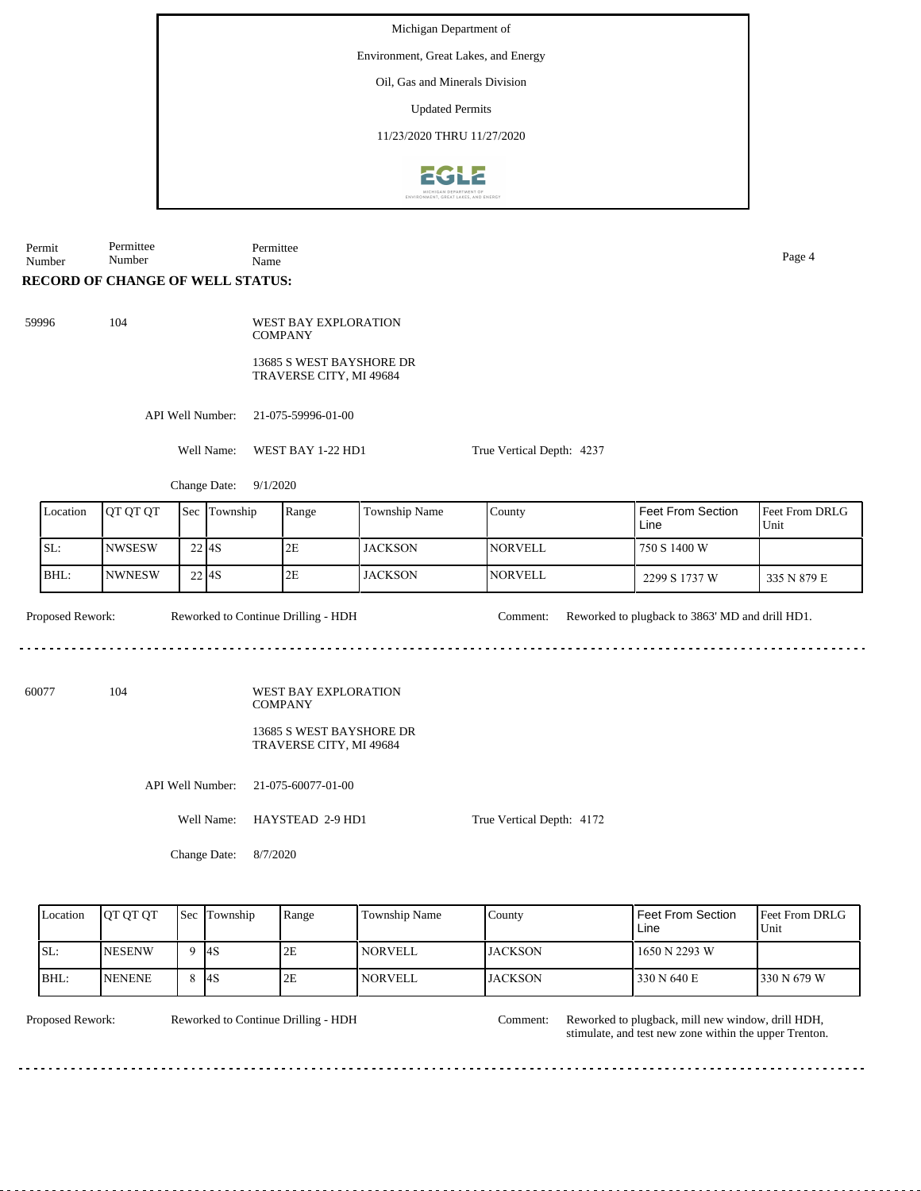Michigan Department of

Environment, Great Lakes, and Energy

Oil, Gas and Minerals Division

Updated Permits

11/23/2020 THRU 11/27/2020

Permit Number | Permittee Number | Permittee Name

**RECORD OF CHANGE OF WELL STATUS:**

59996 104 WEST BAY EXPLORATION COMPANY

13685 S WEST BAYSHORE DR
TRAVERSE CITY, MI 49684

API Well Number: 21-075-59996-01-00

Well Name: WEST BAY 1-22 HD1

True Vertical Depth: 4237

Change Date: 9/1/2020

| Location | QT QT QT | Sec | Township | Range | Township Name | County | Feet From Section Line | Feet From DRLG Unit |
|---|---|---|---|---|---|---|---|---|
| SL: | NWSESW | 22 | 4S | 2E | JACKSON | NORVELL | 750 S 1400 W | |
| BHL: | NWNESW | 22 | 4S | 2E | JACKSON | NORVELL | 2299 S 1737 W | 335 N 879 E |

Proposed Rework: Reworked to Continue Drilling - HDH

Comment: Reworked to plugback to 3863' MD and drill HD1.

---

60077 104 WEST BAY EXPLORATION COMPANY

13685 S WEST BAYSHORE DR
TRAVERSE CITY, MI 49684

API Well Number: 21-075-60077-01-00

Well Name: HAYSTEAD 2-9 HD1

True Vertical Depth: 4172

Change Date: 8/7/2020

| Location | QT QT QT | Sec | Township | Range | Township Name | County | Feet From Section Line | Feet From DRLG Unit |
|---|---|---|---|---|---|---|---|---|
| SL: | NESENW | 9 | 4S | 2E | NORVELL | JACKSON | 1650 N 2293 W | |
| BHL: | NENENE | 8 | 4S | 2E | NORVELL | JACKSON | 330 N 640 E | 330 N 679 W |

Proposed Rework: Reworked to Continue Drilling - HDH

Comment: Reworked to plugback, mill new window, drill HDH, stimulate, and test new zone within the upper Trenton.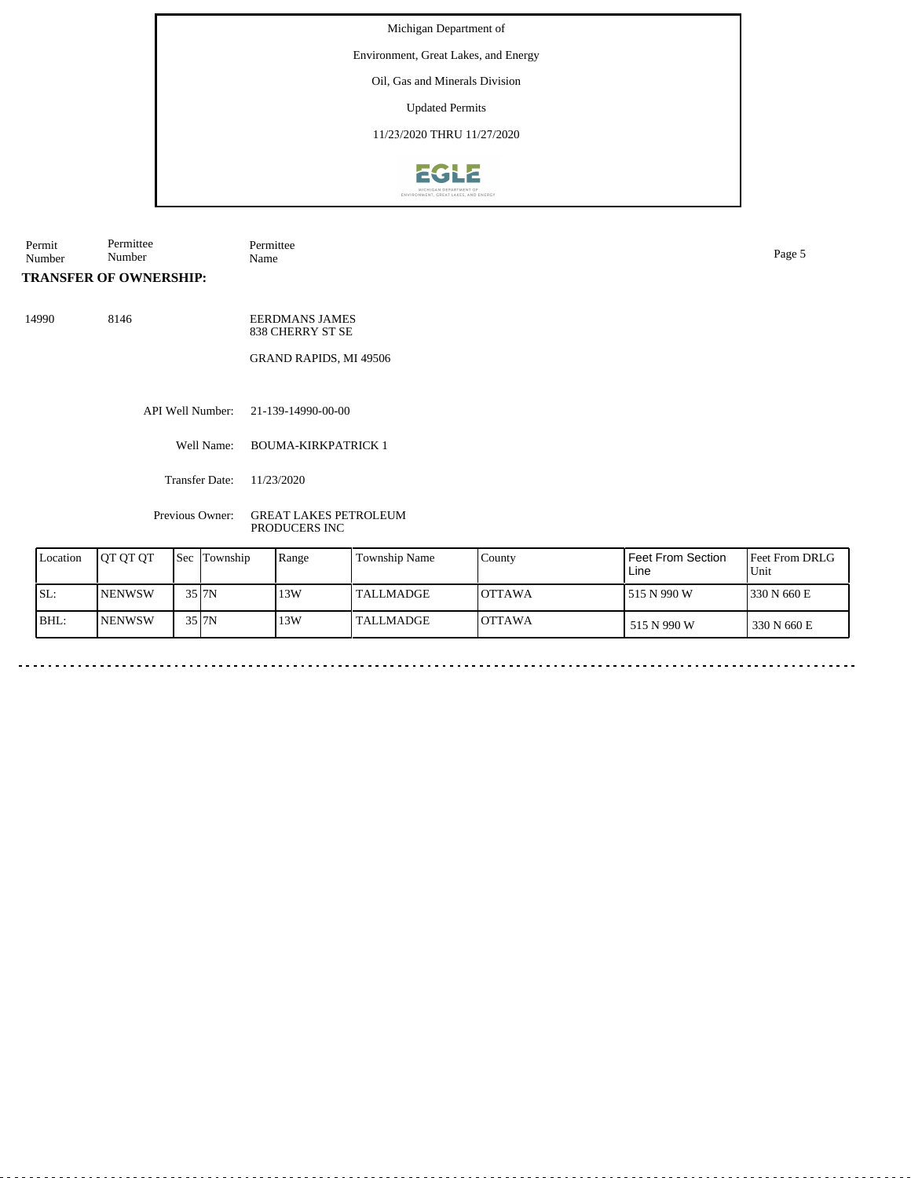Michigan Department of

Environment, Great Lakes, and Energy

Oil, Gas and Minerals Division

Updated Permits

11/23/2020 THRU 11/27/2020

| Permit Number | Permittee Number | Permittee Name |
|---|---|---|

**TRANSFER OF OWNERSHIP:**

14990 8146 EERDMANS JAMES
838 CHERRY ST SE

GRAND RAPIDS, MI 49506

API Well Number: 21-139-14990-00-00

Well Name: BOUMA-KIRKPATRICK 1

Transfer Date: 11/23/2020

Previous Owner: GREAT LAKES PETROLEUM PRODUCERS INC

| Location | QT QT QT | Sec | Township | Range | Township Name | County | Feet From Section Line | Feet From DRLG Unit |
|---|---|---|---|---|---|---|---|---|
| SL: | NENWSW | 35 | 7N | 13W | TALLMADGE | OTTAWA | 515 N 990 W | 330 N 660 E |
| BHL: | NENWSW | 35 | 7N | 13W | TALLMADGE | OTTAWA | 515 N 990 W | 330 N 660 E |